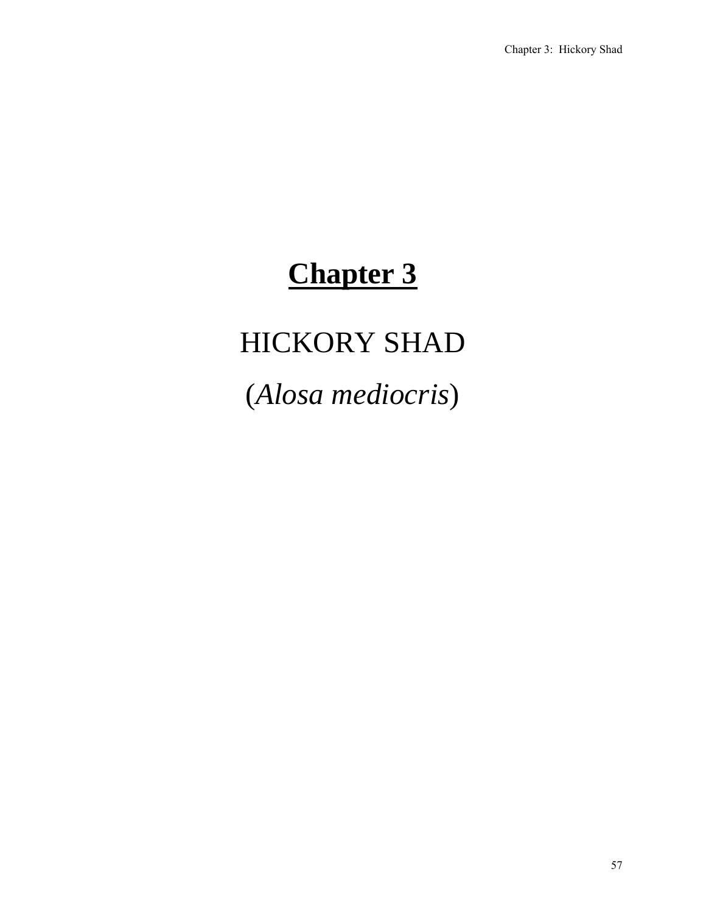# **Chapter 3**

## HICKORY SHAD

## (*Alosa mediocris*)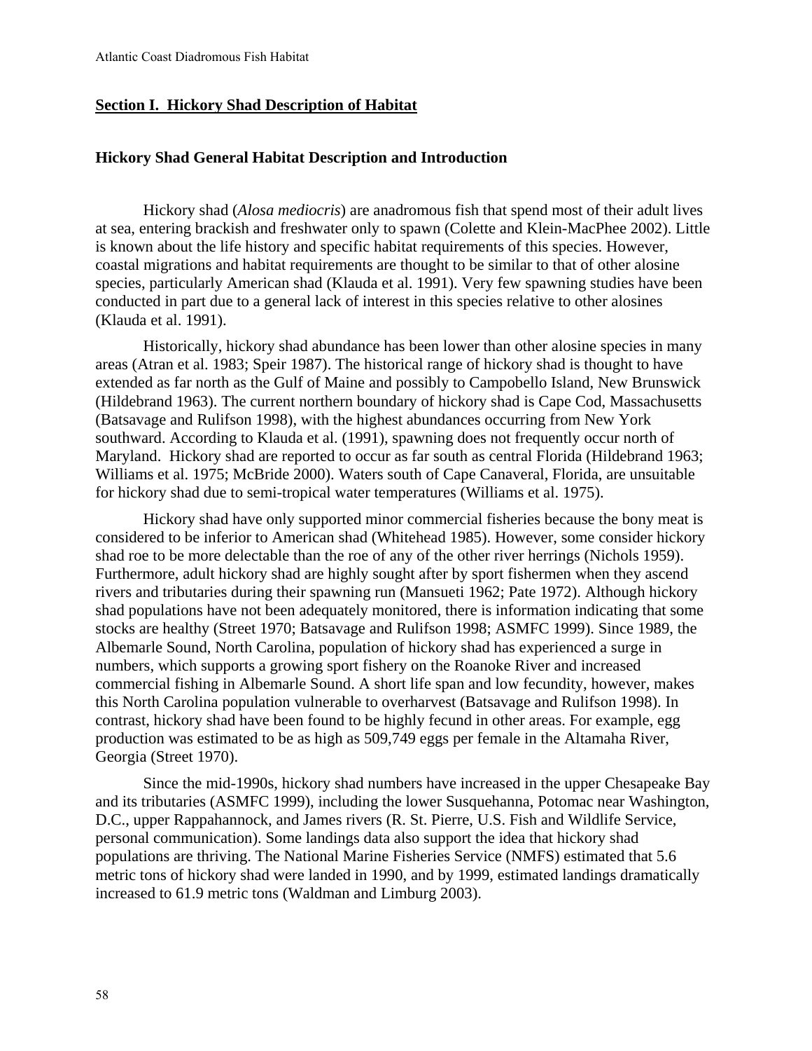## Section I. Hickory Shad Description of Habitat

### Hickory Shad General Habitat Description and Introduction

Hickory shad (*Alosa mediocris*) are anadromous fish that spend most of their adult lives at sea, entering brackish and freshwater only to spawn (Colette and Klein-MacPhee 2002). Little is known about the life history and specific habitat requirements of this species. However, coastal migrations and habitat requirements are thought to be similar to that of other alosine species, particularly American shad (Klauda et al. 1991). Very few spawning studies have been conducted in part due to a general lack of interest in this species relative to other alosines (Klauda et al. 1991).

Historically, hickory shad abundance has been lower than other alosine species in many areas (Atran et al. 1983; Speir 1987). The historical range of hickory shad is thought to have extended as far north as the Gulf of Maine and possibly to Campobello Island, New Brunswick (Hildebrand 1963). The current northern boundary of hickory shad is Cape Cod, Massachusetts (Batsavage and Rulifson 1998), with the highest abundances occurring from New York southward. According to Klauda et al. (1991), spawning does not frequently occur north of Maryland. Hickory shad are reported to occur as far south as central Florida (Hildebrand 1963; Williams et al. 1975; McBride 2000). Waters south of Cape Canaveral, Florida, are unsuitable for hickory shad due to semi-tropical water temperatures (Williams et al. 1975).

Hickory shad have only supported minor commercial fisheries because the bony meat is considered to be inferior to American shad (Whitehead 1985). However, some consider hickory shad roe to be more delectable than the roe of any of the other river herrings (Nichols 1959). Furthermore, adult hickory shad are highly sought after by sport fishermen when they ascend rivers and tributaries during their spawning run (Mansueti 1962; Pate 1972). Although hickory shad populations have not been adequately monitored, there is information indicating that some stocks are healthy (Street 1970; Batsavage and Rulifson 1998; ASMFC 1999). Since 1989, the Albemarle Sound, North Carolina, population of hickory shad has experienced a surge in numbers, which supports a growing sport fishery on the Roanoke River and increased commercial fishing in Albemarle Sound. A short life span and low fecundity, however, makes this North Carolina population vulnerable to overharvest (Batsavage and Rulifson 1998). In contrast, hickory shad have been found to be highly fecund in other areas. For example, egg production was estimated to be as high as 509,749 eggs per female in the Altamaha River, Georgia (Street 1970).

Since the mid-1990s, hickory shad numbers have increased in the upper Chesapeake Bay and its tributaries (ASMFC 1999), including the lower Susquehanna, Potomac near Washington, D.C., upper Rappahannock, and James rivers (R. St. Pierre, U.S. Fish and Wildlife Service, personal communication). Some landings data also support the idea that hickory shad populations are thriving. The National Marine Fisheries Service (NMFS) estimated that 5.6 metric tons of hickory shad were landed in 1990, and by 1999, estimated landings dramatically increased to 61.9 metric tons (Waldman and Limburg 2003).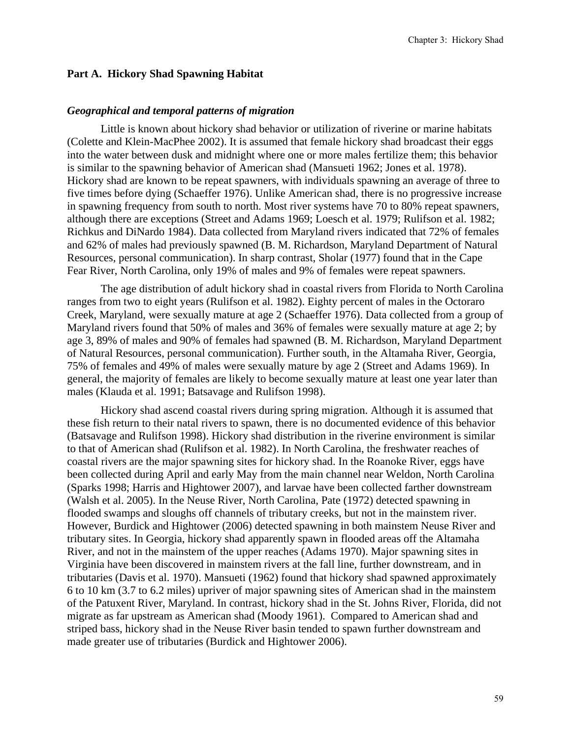## Part A. Hickory Shad Spawning Habitat

### *Geographical and temporal patterns of migration*

Little is known about hickory shad behavior or utilization of riverine or marine habitats (Colette and Klein-MacPhee 2002). It is assumed that female hickory shad broadcast their eggs into the water between dusk and midnight where one or more males fertilize them; this behavior is similar to the spawning behavior of American shad (Mansueti 1962; Jones et al. 1978). Hickory shad are known to be repeat spawners, with individuals spawning an average of three to five times before dying (Schaeffer 1976). Unlike American shad, there is no progressive increase in spawning frequency from south to north. Most river systems have 70 to 80% repeat spawners, although there are exceptions (Street and Adams 1969; Loesch et al. 1979; Rulifson et al. 1982; Richkus and DiNardo 1984). Data collected from Maryland rivers indicated that 72% of females and 62% of males had previously spawned (B. M. Richardson, Maryland Department of Natural Resources, personal communication). In sharp contrast, Sholar (1977) found that in the Cape Fear River, North Carolina, only 19% of males and 9% of females were repeat spawners.

The age distribution of adult hickory shad in coastal rivers from Florida to North Carolina ranges from two to eight years (Rulifson et al. 1982). Eighty percent of males in the Octoraro Creek, Maryland, were sexually mature at age 2 (Schaeffer 1976). Data collected from a group of Maryland rivers found that 50% of males and 36% of females were sexually mature at age 2; by age 3, 89% of males and 90% of females had spawned (B. M. Richardson, Maryland Department of Natural Resources, personal communication). Further south, in the Altamaha River, Georgia, 75% of females and 49% of males were sexually mature by age 2 (Street and Adams 1969). In general, the majority of females are likely to become sexually mature at least one year later than males (Klauda et al. 1991; Batsavage and Rulifson 1998).

Hickory shad ascend coastal rivers during spring migration. Although it is assumed that these fish return to their natal rivers to spawn, there is no documented evidence of this behavior (Batsavage and Rulifson 1998). Hickory shad distribution in the riverine environment is similar to that of American shad (Rulifson et al. 1982). In North Carolina, the freshwater reaches of coastal rivers are the major spawning sites for hickory shad. In the Roanoke River, eggs have been collected during April and early May from the main channel near Weldon, North Carolina (Sparks 1998; Harris and Hightower 2007), and larvae have been collected farther downstream (Walsh et al. 2005). In the Neuse River, North Carolina, Pate (1972) detected spawning in flooded swamps and sloughs off channels of tributary creeks, but not in the mainstem river. However, Burdick and Hightower (2006) detected spawning in both mainstem Neuse River and tributary sites. In Georgia, hickory shad apparently spawn in flooded areas off the Altamaha River, and not in the mainstem of the upper reaches (Adams 1970). Major spawning sites in Virginia have been discovered in mainstem rivers at the fall line, further downstream, and in tributaries (Davis et al. 1970). Mansueti (1962) found that hickory shad spawned approximately 6 to 10 km (3.7 to 6.2 miles) upriver of major spawning sites of American shad in the mainstem of the Patuxent River, Maryland. In contrast, hickory shad in the St. Johns River, Florida, did not migrate as far upstream as American shad (Moody 1961). Compared to American shad and striped bass, hickory shad in the Neuse River basin tended to spawn further downstream and made greater use of tributaries (Burdick and Hightower 2006).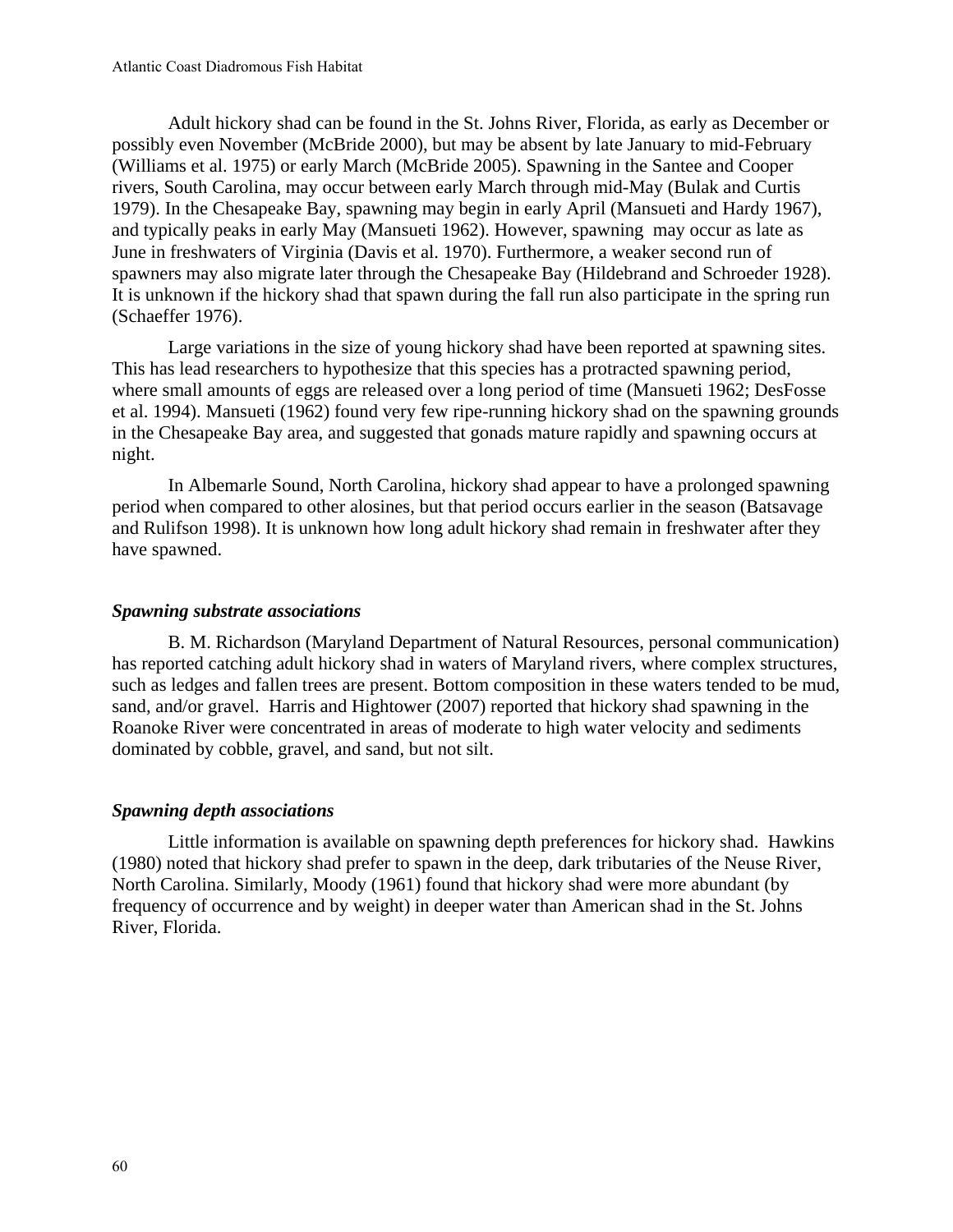Adult hickory shad can be found in the St. Johns River, Florida, as early as December or possibly even November (McBride 2000), but may be absent by late January to mid-February (Williams et al. 1975) or early March (McBride 2005). Spawning in the Santee and Cooper rivers, South Carolina, may occur between early March through mid-May (Bulak and Curtis 1979). In the Chesapeake Bay, spawning may begin in early April (Mansueti and Hardy 1967), and typically peaks in early May (Mansueti 1962). However, spawning may occur as late as June in freshwaters of Virginia (Davis et al. 1970). Furthermore, a weaker second run of spawners may also migrate later through the Chesapeake Bay (Hildebrand and Schroeder 1928). It is unknown if the hickory shad that spawn during the fall run also participate in the spring run (Schaeffer 1976).

Large variations in the size of young hickory shad have been reported at spawning sites. This has lead researchers to hypothesize that this species has a protracted spawning period, where small amounts of eggs are released over a long period of time (Mansueti 1962; DesFosse et al. 1994). Mansueti (1962) found very few ripe-running hickory shad on the spawning grounds in the Chesapeake Bay area, and suggested that gonads mature rapidly and spawning occurs at night.

In Albemarle Sound, North Carolina, hickory shad appear to have a prolonged spawning period when compared to other alosines, but that period occurs earlier in the season (Batsavage and Rulifson 1998). It is unknown how long adult hickory shad remain in freshwater after they have spawned.

### *Spawning substrate associations*

B. M. Richardson (Maryland Department of Natural Resources, personal communication) has reported catching adult hickory shad in waters of Maryland rivers, where complex structures, such as ledges and fallen trees are present. Bottom composition in these waters tended to be mud, sand, and/or gravel. Harris and Hightower (2007) reported that hickory shad spawning in the Roanoke River were concentrated in areas of moderate to high water velocity and sediments dominated by cobble, gravel, and sand, but not silt.

### *Spawning depth associations*

Little information is available on spawning depth preferences for hickory shad. Hawkins (1980) noted that hickory shad prefer to spawn in the deep, dark tributaries of the Neuse River, North Carolina. Similarly, Moody (1961) found that hickory shad were more abundant (by frequency of occurrence and by weight) in deeper water than American shad in the St. Johns River, Florida.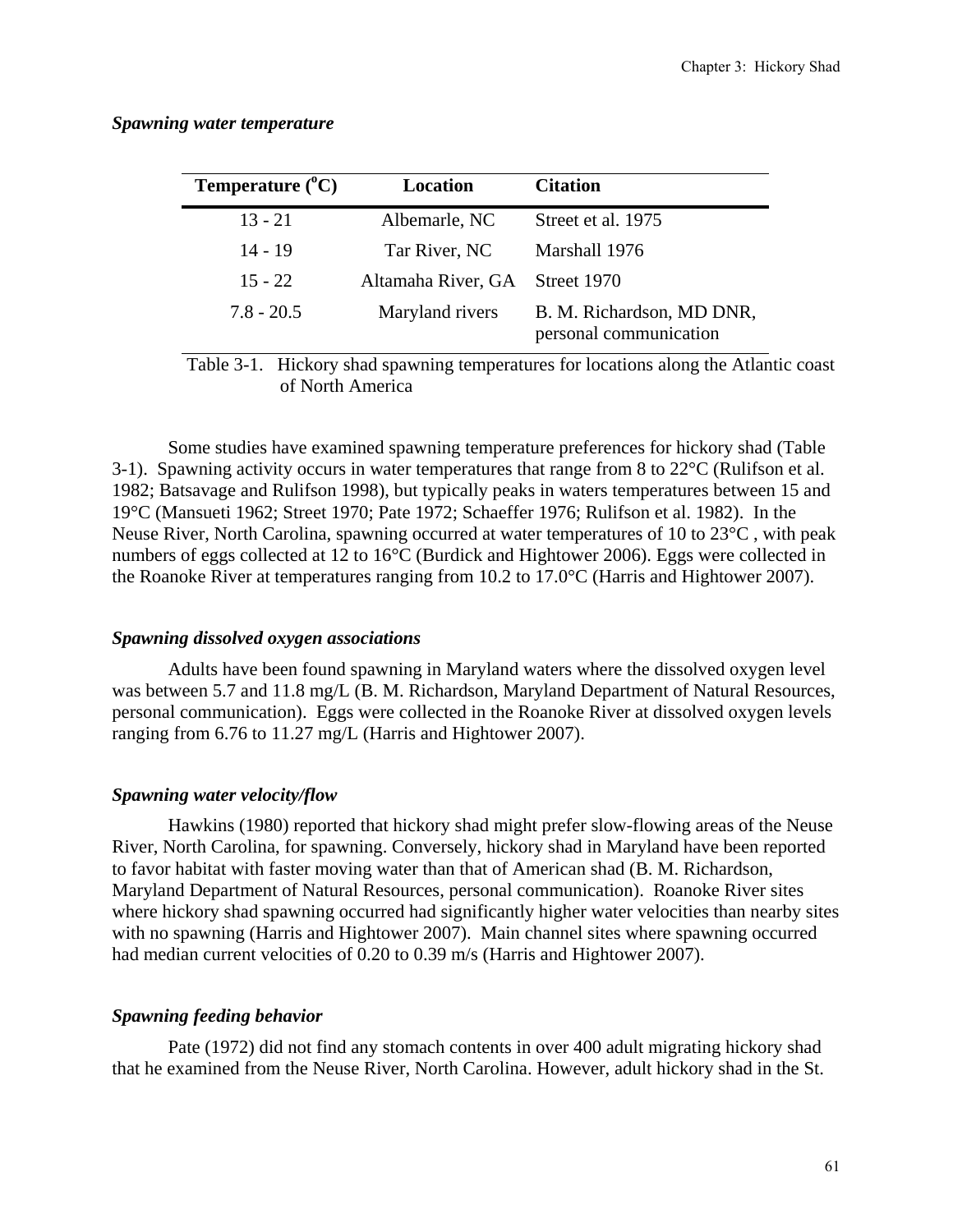### *Spawning water temperature*

| Temperature ($^{o}$C) | Location | Citation |
|---|---|---|
| 13 - 21 | Albemarle, NC | Street et al. 1975 |
| 14 - 19 | Tar River, NC | Marshall 1976 |
| 15 - 22 | Altamaha River, GA | Street 1970 |
| 7.8 - 20.5 | Maryland rivers | B. M. Richardson, MD DNR, personal communication |

Table 3-1. Hickory shad spawning temperatures for locations along the Atlantic coast of North America

Some studies have examined spawning temperature preferences for hickory shad (Table 3-1). Spawning activity occurs in water temperatures that range from 8 to 22°C (Rulifson et al. 1982; Batsavage and Rulifson 1998), but typically peaks in waters temperatures between 15 and 19°C (Mansueti 1962; Street 1970; Pate 1972; Schaeffer 1976; Rulifson et al. 1982). In the Neuse River, North Carolina, spawning occurred at water temperatures of 10 to 23°C , with peak numbers of eggs collected at 12 to 16°C (Burdick and Hightower 2006). Eggs were collected in the Roanoke River at temperatures ranging from 10.2 to 17.0°C (Harris and Hightower 2007).

### *Spawning dissolved oxygen associations*

Adults have been found spawning in Maryland waters where the dissolved oxygen level was between 5.7 and 11.8 mg/L (B. M. Richardson, Maryland Department of Natural Resources, personal communication). Eggs were collected in the Roanoke River at dissolved oxygen levels ranging from 6.76 to 11.27 mg/L (Harris and Hightower 2007).

### *Spawning water velocity/flow*

Hawkins (1980) reported that hickory shad might prefer slow-flowing areas of the Neuse River, North Carolina, for spawning. Conversely, hickory shad in Maryland have been reported to favor habitat with faster moving water than that of American shad (B. M. Richardson, Maryland Department of Natural Resources, personal communication). Roanoke River sites where hickory shad spawning occurred had significantly higher water velocities than nearby sites with no spawning (Harris and Hightower 2007). Main channel sites where spawning occurred had median current velocities of 0.20 to 0.39 m/s (Harris and Hightower 2007).

### *Spawning feeding behavior*

Pate (1972) did not find any stomach contents in over 400 adult migrating hickory shad that he examined from the Neuse River, North Carolina. However, adult hickory shad in the St.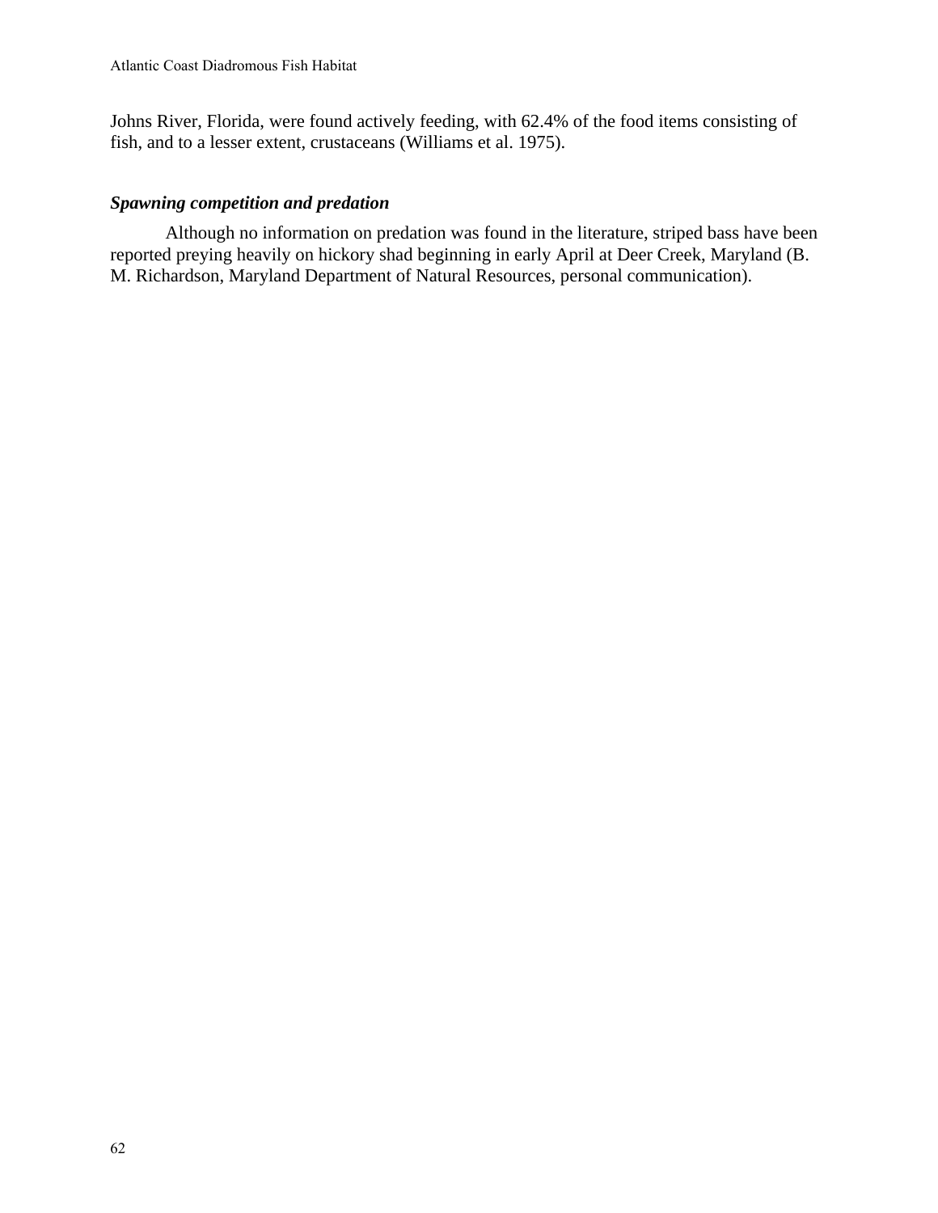Johns River, Florida, were found actively feeding, with 62.4% of the food items consisting of fish, and to a lesser extent, crustaceans (Williams et al. 1975).

### *Spawning competition and predation*

Although no information on predation was found in the literature, striped bass have been reported preying heavily on hickory shad beginning in early April at Deer Creek, Maryland (B. M. Richardson, Maryland Department of Natural Resources, personal communication).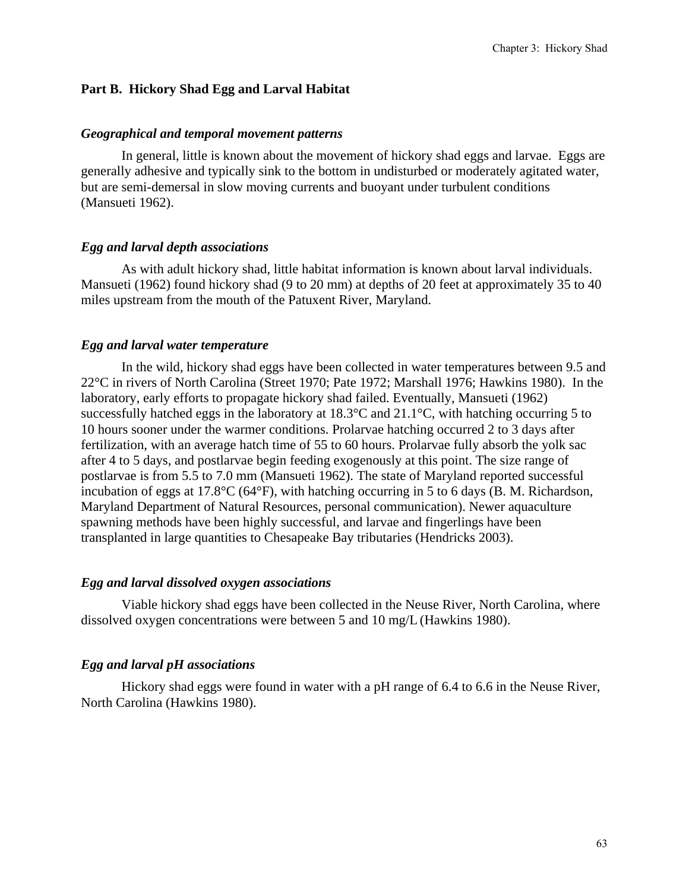## Part B. Hickory Shad Egg and Larval Habitat

### *Geographical and temporal movement patterns*

In general, little is known about the movement of hickory shad eggs and larvae. Eggs are generally adhesive and typically sink to the bottom in undisturbed or moderately agitated water, but are semi-demersal in slow moving currents and buoyant under turbulent conditions (Mansueti 1962).

### *Egg and larval depth associations*

As with adult hickory shad, little habitat information is known about larval individuals. Mansueti (1962) found hickory shad (9 to 20 mm) at depths of 20 feet at approximately 35 to 40 miles upstream from the mouth of the Patuxent River, Maryland.

### *Egg and larval water temperature*

In the wild, hickory shad eggs have been collected in water temperatures between 9.5 and 22°C in rivers of North Carolina (Street 1970; Pate 1972; Marshall 1976; Hawkins 1980). In the laboratory, early efforts to propagate hickory shad failed. Eventually, Mansueti (1962) successfully hatched eggs in the laboratory at 18.3°C and 21.1°C, with hatching occurring 5 to 10 hours sooner under the warmer conditions. Prolarvae hatching occurred 2 to 3 days after fertilization, with an average hatch time of 55 to 60 hours. Prolarvae fully absorb the yolk sac after 4 to 5 days, and postlarvae begin feeding exogenously at this point. The size range of postlarvae is from 5.5 to 7.0 mm (Mansueti 1962). The state of Maryland reported successful incubation of eggs at 17.8°C (64°F), with hatching occurring in 5 to 6 days (B. M. Richardson, Maryland Department of Natural Resources, personal communication). Newer aquaculture spawning methods have been highly successful, and larvae and fingerlings have been transplanted in large quantities to Chesapeake Bay tributaries (Hendricks 2003).

### *Egg and larval dissolved oxygen associations*

Viable hickory shad eggs have been collected in the Neuse River, North Carolina, where dissolved oxygen concentrations were between 5 and 10 mg/L (Hawkins 1980).

### *Egg and larval pH associations*

Hickory shad eggs were found in water with a pH range of 6.4 to 6.6 in the Neuse River, North Carolina (Hawkins 1980).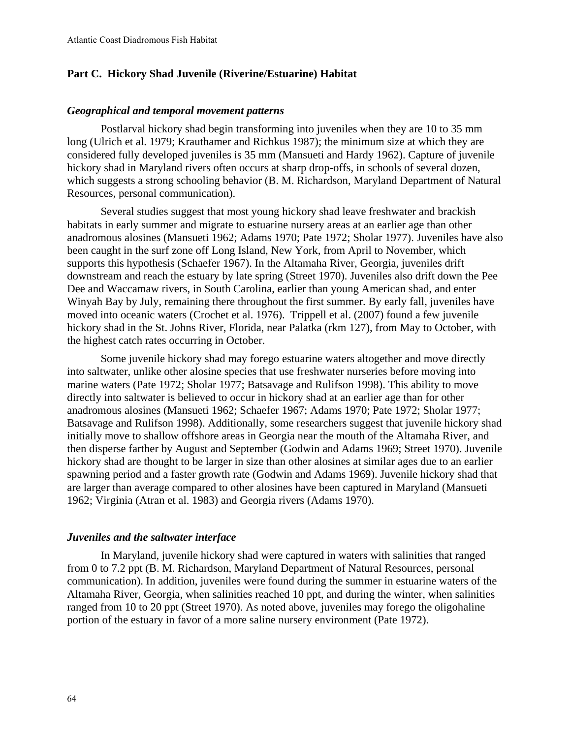## Part C. Hickory Shad Juvenile (Riverine/Estuarine) Habitat

### *Geographical and temporal movement patterns*

Postlarval hickory shad begin transforming into juveniles when they are 10 to 35 mm long (Ulrich et al. 1979; Krauthamer and Richkus 1987); the minimum size at which they are considered fully developed juveniles is 35 mm (Mansueti and Hardy 1962). Capture of juvenile hickory shad in Maryland rivers often occurs at sharp drop-offs, in schools of several dozen, which suggests a strong schooling behavior (B. M. Richardson, Maryland Department of Natural Resources, personal communication).

Several studies suggest that most young hickory shad leave freshwater and brackish habitats in early summer and migrate to estuarine nursery areas at an earlier age than other anadromous alosines (Mansueti 1962; Adams 1970; Pate 1972; Sholar 1977). Juveniles have also been caught in the surf zone off Long Island, New York, from April to November, which supports this hypothesis (Schaefer 1967). In the Altamaha River, Georgia, juveniles drift downstream and reach the estuary by late spring (Street 1970). Juveniles also drift down the Pee Dee and Waccamaw rivers, in South Carolina, earlier than young American shad, and enter Winyah Bay by July, remaining there throughout the first summer. By early fall, juveniles have moved into oceanic waters (Crochet et al. 1976). Trippell et al. (2007) found a few juvenile hickory shad in the St. Johns River, Florida, near Palatka (rkm 127), from May to October, with the highest catch rates occurring in October.

Some juvenile hickory shad may forego estuarine waters altogether and move directly into saltwater, unlike other alosine species that use freshwater nurseries before moving into marine waters (Pate 1972; Sholar 1977; Batsavage and Rulifson 1998). This ability to move directly into saltwater is believed to occur in hickory shad at an earlier age than for other anadromous alosines (Mansueti 1962; Schaefer 1967; Adams 1970; Pate 1972; Sholar 1977; Batsavage and Rulifson 1998). Additionally, some researchers suggest that juvenile hickory shad initially move to shallow offshore areas in Georgia near the mouth of the Altamaha River, and then disperse farther by August and September (Godwin and Adams 1969; Street 1970). Juvenile hickory shad are thought to be larger in size than other alosines at similar ages due to an earlier spawning period and a faster growth rate (Godwin and Adams 1969). Juvenile hickory shad that are larger than average compared to other alosines have been captured in Maryland (Mansueti 1962; Virginia (Atran et al. 1983) and Georgia rivers (Adams 1970).

### *Juveniles and the saltwater interface*

In Maryland, juvenile hickory shad were captured in waters with salinities that ranged from 0 to 7.2 ppt (B. M. Richardson, Maryland Department of Natural Resources, personal communication). In addition, juveniles were found during the summer in estuarine waters of the Altamaha River, Georgia, when salinities reached 10 ppt, and during the winter, when salinities ranged from 10 to 20 ppt (Street 1970). As noted above, juveniles may forego the oligohaline portion of the estuary in favor of a more saline nursery environment (Pate 1972).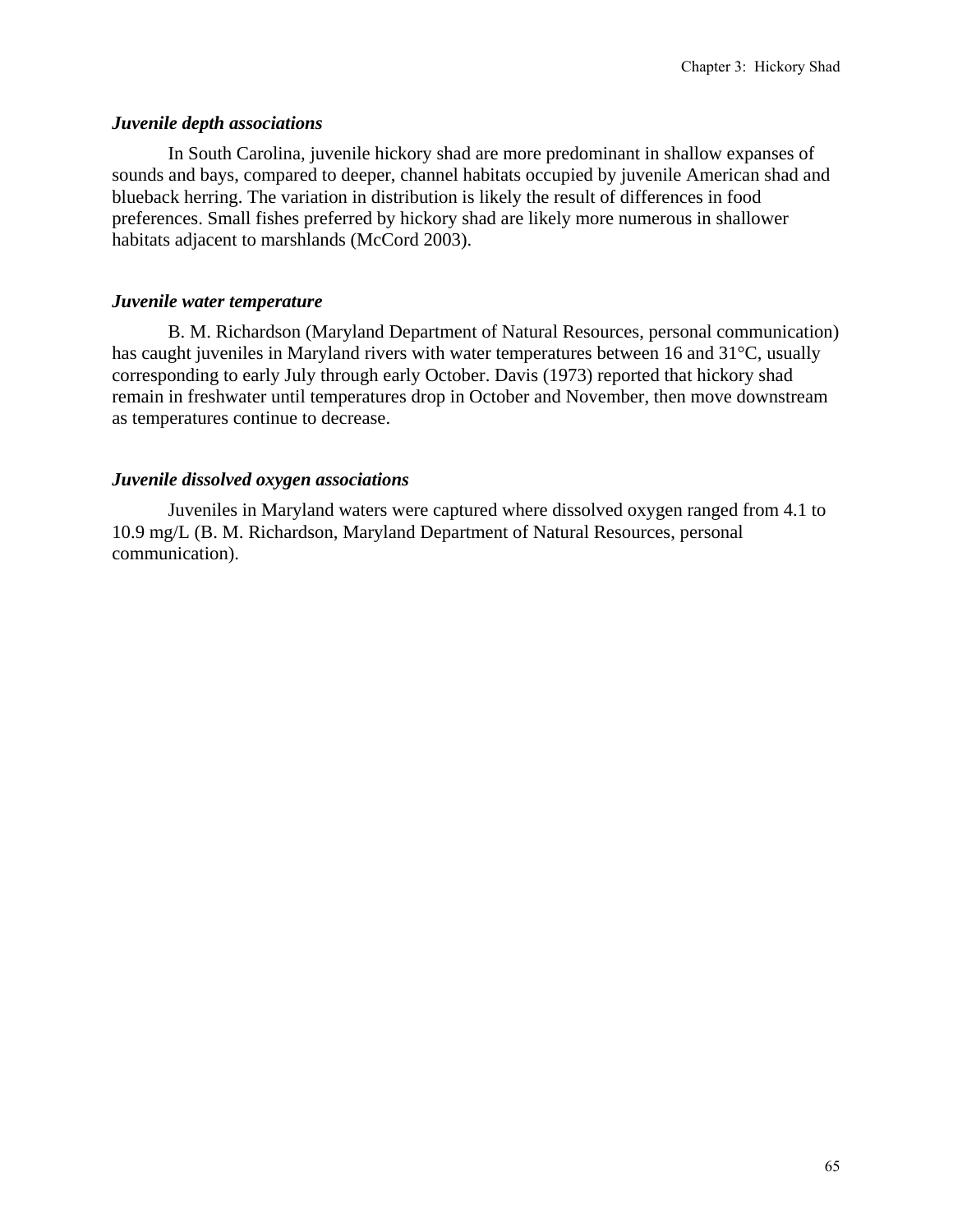***Juvenile depth associations***

In South Carolina, juvenile hickory shad are more predominant in shallow expanses of sounds and bays, compared to deeper, channel habitats occupied by juvenile American shad and blueback herring. The variation in distribution is likely the result of differences in food preferences. Small fishes preferred by hickory shad are likely more numerous in shallower habitats adjacent to marshlands (McCord 2003).

***Juvenile water temperature***

B. M. Richardson (Maryland Department of Natural Resources, personal communication) has caught juveniles in Maryland rivers with water temperatures between 16 and 31°C, usually corresponding to early July through early October. Davis (1973) reported that hickory shad remain in freshwater until temperatures drop in October and November, then move downstream as temperatures continue to decrease.

***Juvenile dissolved oxygen associations***

Juveniles in Maryland waters were captured where dissolved oxygen ranged from 4.1 to 10.9 mg/L (B. M. Richardson, Maryland Department of Natural Resources, personal communication).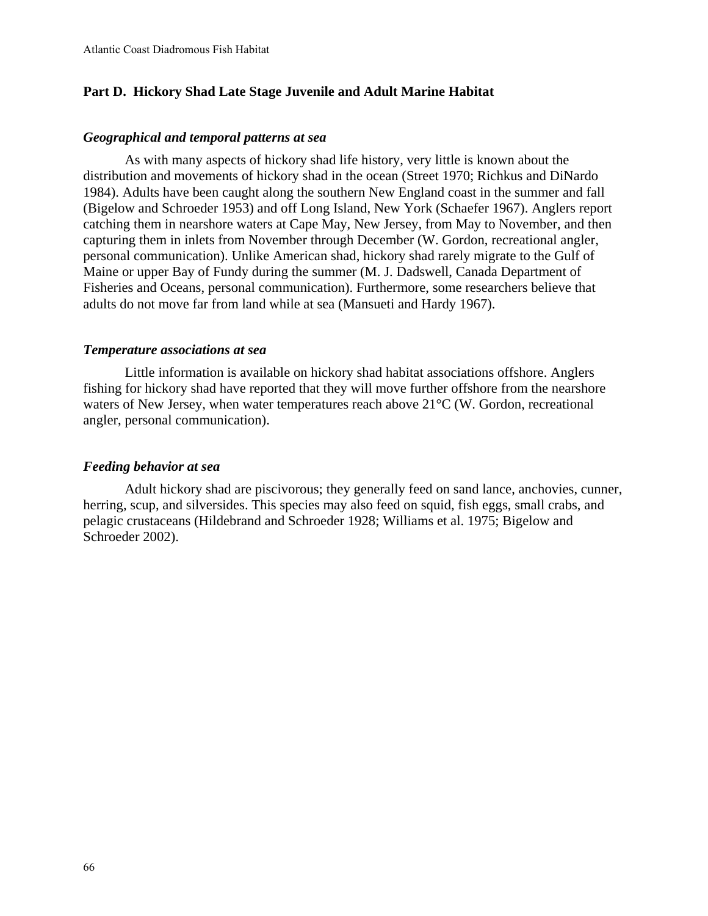## Part D. Hickory Shad Late Stage Juvenile and Adult Marine Habitat

### *Geographical and temporal patterns at sea*

As with many aspects of hickory shad life history, very little is known about the distribution and movements of hickory shad in the ocean (Street 1970; Richkus and DiNardo 1984). Adults have been caught along the southern New England coast in the summer and fall (Bigelow and Schroeder 1953) and off Long Island, New York (Schaefer 1967). Anglers report catching them in nearshore waters at Cape May, New Jersey, from May to November, and then capturing them in inlets from November through December (W. Gordon, recreational angler, personal communication). Unlike American shad, hickory shad rarely migrate to the Gulf of Maine or upper Bay of Fundy during the summer (M. J. Dadswell, Canada Department of Fisheries and Oceans, personal communication). Furthermore, some researchers believe that adults do not move far from land while at sea (Mansueti and Hardy 1967).

### *Temperature associations at sea*

Little information is available on hickory shad habitat associations offshore. Anglers fishing for hickory shad have reported that they will move further offshore from the nearshore waters of New Jersey, when water temperatures reach above 21°C (W. Gordon, recreational angler, personal communication).

### *Feeding behavior at sea*

Adult hickory shad are piscivorous; they generally feed on sand lance, anchovies, cunner, herring, scup, and silversides. This species may also feed on squid, fish eggs, small crabs, and pelagic crustaceans (Hildebrand and Schroeder 1928; Williams et al. 1975; Bigelow and Schroeder 2002).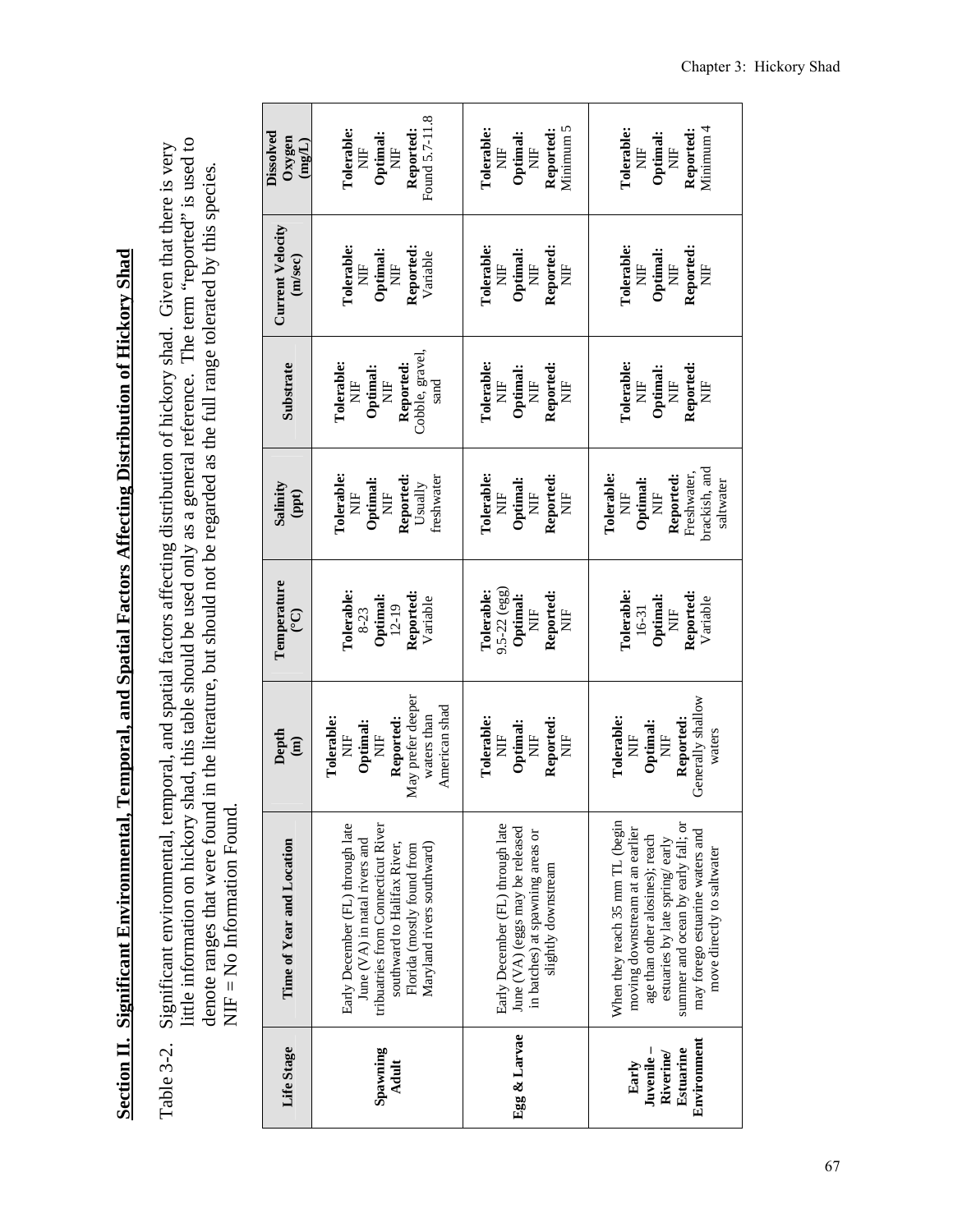## Section II. Significant Environmental, Temporal, and Spatial Factors Affecting Distribution of Hickory Shad

Table 3-2. Significant environmental, temporal, and spatial factors affecting distribution of hickory shad. Given that there is very little information on hickory shad, this table should be used only as a general reference. The term "reported" is used to denote ranges that were found in the literature, but should not be regarded as the full range tolerated by this species. NIF = No Information Found.

| Life Stage | Time of Year and Location | Depth (m) | Temperature (°C) | Salinity (ppt) | Substrate | Current Velocity (m/sec) | Dissolved Oxygen (mg/L) |
|---|---|---|---|---|---|---|---|
| **Spawning Adult** | Early December (FL) through late June (VA) in natal rivers and tribuatries from Connecticut River southward to Halifax River, Florida (mostly found from Maryland rivers southward) | **Tolerable:** NIF **Optimal:** NIF **Reported:** May prefer deeper waters than American shad | **Tolerable:** 8-23 **Optimal:** 12-19 **Reported:** Variable | **Tolerable:** NIF **Optimal:** NIF **Reported:** Usually freshwater | **Tolerable:** NIF **Optimal:** NIF **Reported:** Cobble, gravel, sand | **Tolerable:** NIF **Optimal:** NIF **Reported:** Variable | **Tolerable:** NIF **Optimal:** NIF **Reported:** Found 5.7-11.8 |
| **Egg & Larvae** | Early December (FL) through late June (VA) (eggs may be released in batches) at spawning areas or slightly downstream | **Tolerable:** NIF **Optimal:** NIF **Reported:** NIF | **Tolerable:** 9.5-22 (egg) **Optimal:** NIF **Reported:** NIF | **Tolerable:** NIF **Optimal:** NIF **Reported:** NIF | **Tolerable:** NIF **Optimal:** NIF **Reported:** NIF | **Tolerable:** NIF **Optimal:** NIF **Reported:** NIF | **Tolerable:** NIF **Optimal:** NIF **Reported:** Minimum 5 |
| **Early Juvenile – Riverine/ Estuarine Environment** | When they reach 35 mm TL (begin moving downstream at an earlier age than other alosines); reach estuaries by late spring/ early summer and ocean by early fall; or may forego estuarine waters and move directly to saltwater | **Tolerable:** NIF **Optimal:** NIF **Reported:** Generally shallow waters | **Tolerable:** 16-31 **Optimal:** NIF **Reported:** Variable | **Tolerable:** NIF **Optimal:** NIF **Reported:** Freshwater, brackish, and saltwater | **Tolerable:** NIF **Optimal:** NIF **Reported:** NIF | **Tolerable:** NIF **Optimal:** NIF **Reported:** NIF | **Tolerable:** NIF **Optimal:** NIF **Reported:** Minimum 4 |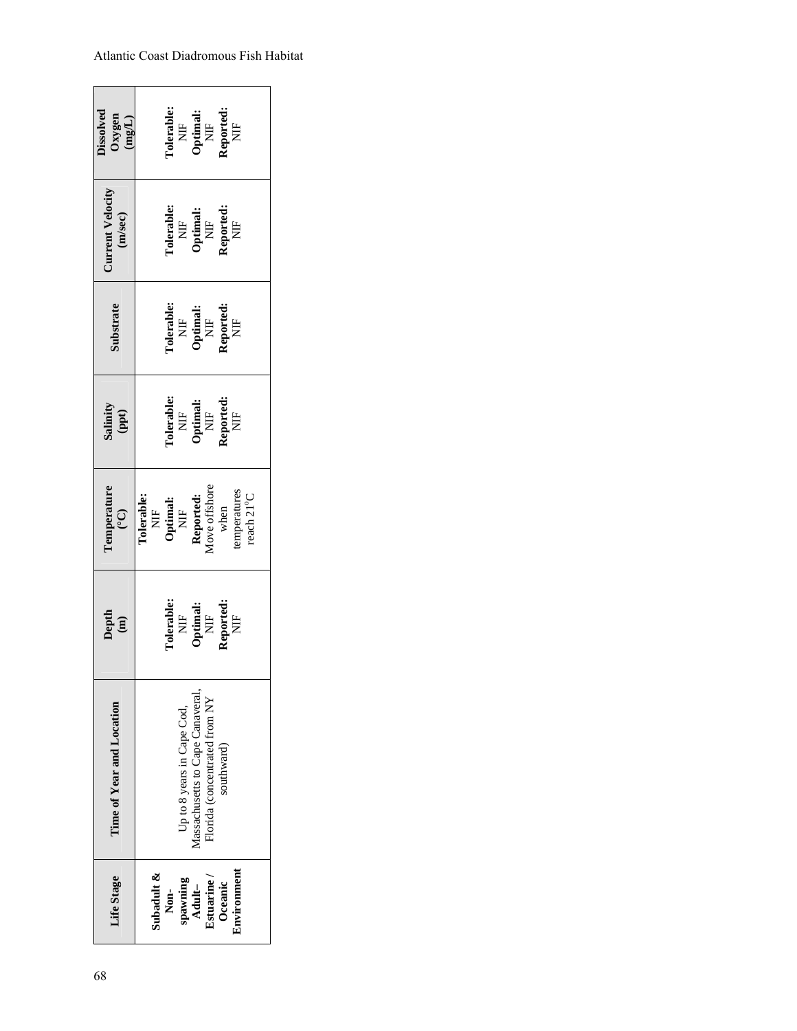| Life Stage | Time of Year and Location | Depth (m) | Temperature (°C) | Salinity (ppt) | Substrate | Current Velocity (m/sec) | Dissolved Oxygen (mg/L) |
|---|---|---|---|---|---|---|---|
| **Subadult & Non-spawning Adult– Estuarine / Oceanic Environment** | Up to 8 years in Cape Cod, Massachusetts to Cape Canaveral, Florida (concentrated from NY southward) | **Tolerable:** NIF **Optimal:** NIF **Reported:** NIF | **Tolerable:** NIF **Optimal:** NIF **Reported:** Move offshore when temperatures reach 21°C | **Tolerable:** NIF **Optimal:** NIF **Reported:** NIF | **Tolerable:** NIF **Optimal:** NIF **Reported:** NIF | **Tolerable:** NIF **Optimal:** NIF **Reported:** NIF | **Tolerable:** NIF **Optimal:** NIF **Reported:** NIF |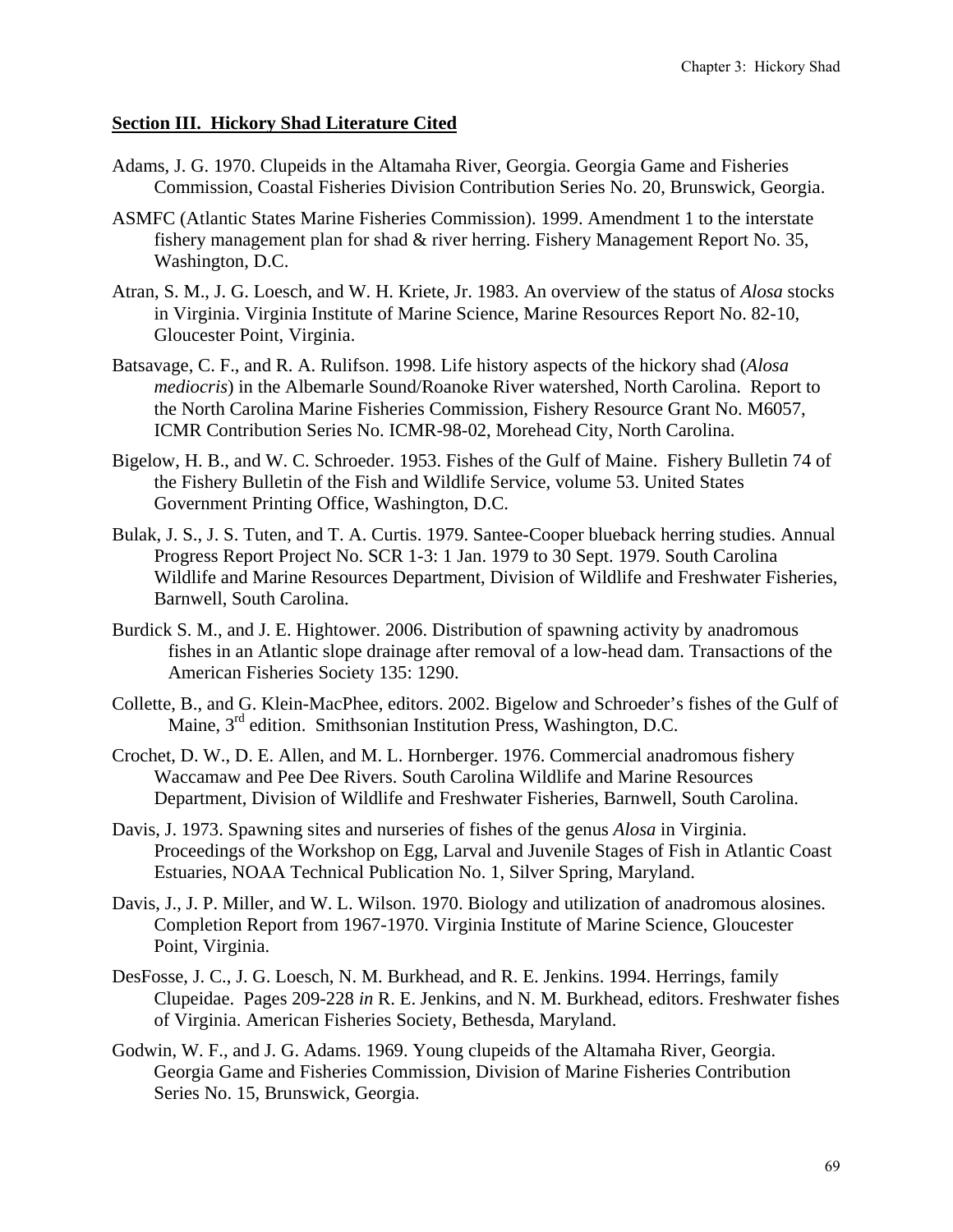## Section III. Hickory Shad Literature Cited

Adams, J. G. 1970. Clupeids in the Altamaha River, Georgia. Georgia Game and Fisheries Commission, Coastal Fisheries Division Contribution Series No. 20, Brunswick, Georgia.

ASMFC (Atlantic States Marine Fisheries Commission). 1999. Amendment 1 to the interstate fishery management plan for shad & river herring. Fishery Management Report No. 35, Washington, D.C.

Atran, S. M., J. G. Loesch, and W. H. Kriete, Jr. 1983. An overview of the status of *Alosa* stocks in Virginia. Virginia Institute of Marine Science, Marine Resources Report No. 82-10, Gloucester Point, Virginia.

Batsavage, C. F., and R. A. Rulifson. 1998. Life history aspects of the hickory shad (*Alosa mediocris*) in the Albemarle Sound/Roanoke River watershed, North Carolina. Report to the North Carolina Marine Fisheries Commission, Fishery Resource Grant No. M6057, ICMR Contribution Series No. ICMR-98-02, Morehead City, North Carolina.

Bigelow, H. B., and W. C. Schroeder. 1953. Fishes of the Gulf of Maine. Fishery Bulletin 74 of the Fishery Bulletin of the Fish and Wildlife Service, volume 53. United States Government Printing Office, Washington, D.C.

Bulak, J. S., J. S. Tuten, and T. A. Curtis. 1979. Santee-Cooper blueback herring studies. Annual Progress Report Project No. SCR 1-3: 1 Jan. 1979 to 30 Sept. 1979. South Carolina Wildlife and Marine Resources Department, Division of Wildlife and Freshwater Fisheries, Barnwell, South Carolina.

Burdick S. M., and J. E. Hightower. 2006. Distribution of spawning activity by anadromous fishes in an Atlantic slope drainage after removal of a low-head dam. Transactions of the American Fisheries Society 135: 1290.

Collette, B., and G. Klein-MacPhee, editors. 2002. Bigelow and Schroeder's fishes of the Gulf of Maine, 3rd edition. Smithsonian Institution Press, Washington, D.C.

Crochet, D. W., D. E. Allen, and M. L. Hornberger. 1976. Commercial anadromous fishery Waccamaw and Pee Dee Rivers. South Carolina Wildlife and Marine Resources Department, Division of Wildlife and Freshwater Fisheries, Barnwell, South Carolina.

Davis, J. 1973. Spawning sites and nurseries of fishes of the genus *Alosa* in Virginia. Proceedings of the Workshop on Egg, Larval and Juvenile Stages of Fish in Atlantic Coast Estuaries, NOAA Technical Publication No. 1, Silver Spring, Maryland.

Davis, J., J. P. Miller, and W. L. Wilson. 1970. Biology and utilization of anadromous alosines. Completion Report from 1967-1970. Virginia Institute of Marine Science, Gloucester Point, Virginia.

DesFosse, J. C., J. G. Loesch, N. M. Burkhead, and R. E. Jenkins. 1994. Herrings, family Clupeidae. Pages 209-228 *in* R. E. Jenkins, and N. M. Burkhead, editors. Freshwater fishes of Virginia. American Fisheries Society, Bethesda, Maryland.

Godwin, W. F., and J. G. Adams. 1969. Young clupeids of the Altamaha River, Georgia. Georgia Game and Fisheries Commission, Division of Marine Fisheries Contribution Series No. 15, Brunswick, Georgia.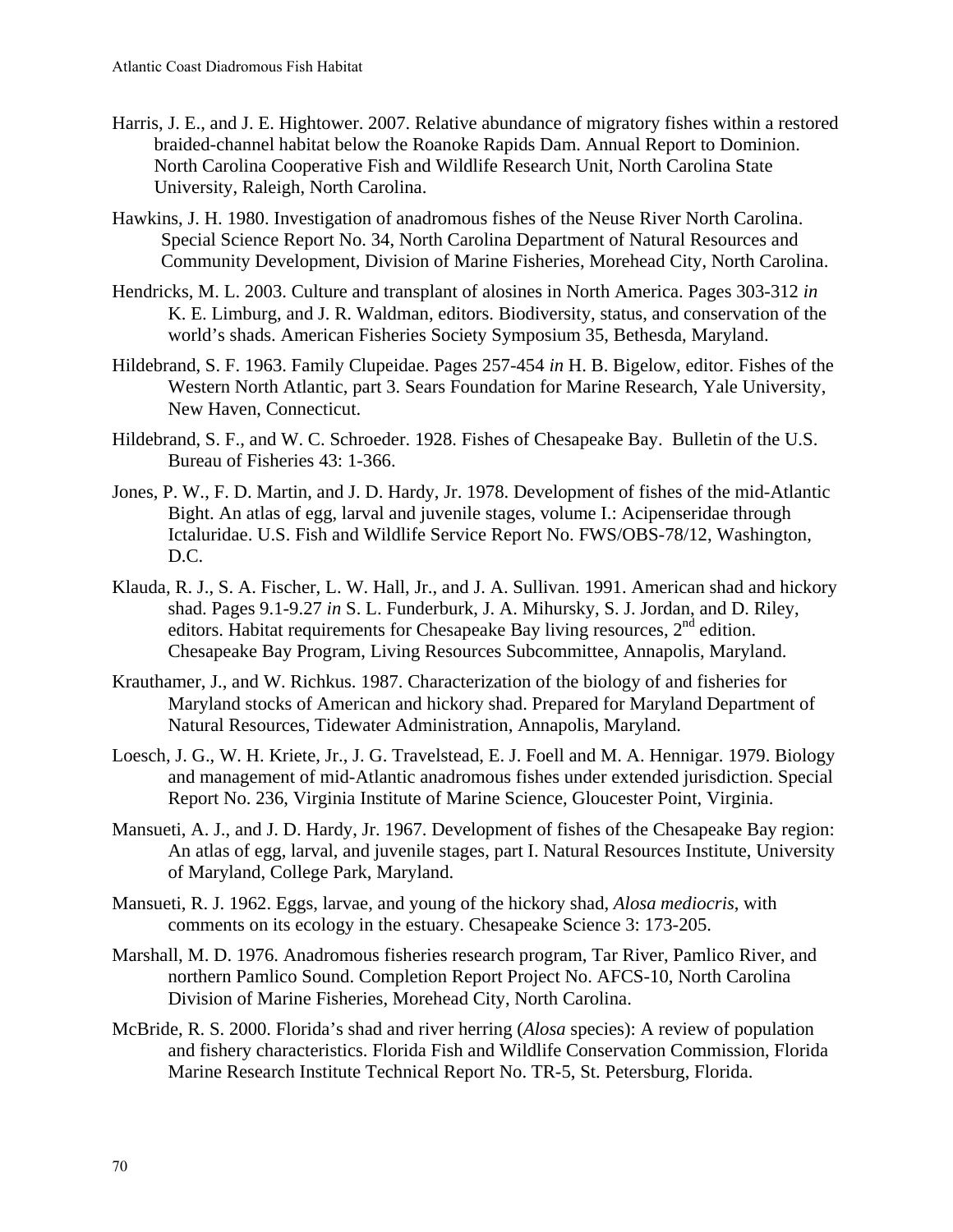Harris, J. E., and J. E. Hightower. 2007. Relative abundance of migratory fishes within a restored braided-channel habitat below the Roanoke Rapids Dam. Annual Report to Dominion. North Carolina Cooperative Fish and Wildlife Research Unit, North Carolina State University, Raleigh, North Carolina.

Hawkins, J. H. 1980. Investigation of anadromous fishes of the Neuse River North Carolina. Special Science Report No. 34, North Carolina Department of Natural Resources and Community Development, Division of Marine Fisheries, Morehead City, North Carolina.

Hendricks, M. L. 2003. Culture and transplant of alosines in North America. Pages 303-312 *in* K. E. Limburg, and J. R. Waldman, editors. Biodiversity, status, and conservation of the world's shads. American Fisheries Society Symposium 35, Bethesda, Maryland.

Hildebrand, S. F. 1963. Family Clupeidae. Pages 257-454 *in* H. B. Bigelow, editor. Fishes of the Western North Atlantic, part 3. Sears Foundation for Marine Research, Yale University, New Haven, Connecticut.

Hildebrand, S. F., and W. C. Schroeder. 1928. Fishes of Chesapeake Bay. Bulletin of the U.S. Bureau of Fisheries 43: 1-366.

Jones, P. W., F. D. Martin, and J. D. Hardy, Jr. 1978. Development of fishes of the mid-Atlantic Bight. An atlas of egg, larval and juvenile stages, volume I.: Acipenseridae through Ictaluridae. U.S. Fish and Wildlife Service Report No. FWS/OBS-78/12, Washington, D.C.

Klauda, R. J., S. A. Fischer, L. W. Hall, Jr., and J. A. Sullivan. 1991. American shad and hickory shad. Pages 9.1-9.27 *in* S. L. Funderburk, J. A. Mihursky, S. J. Jordan, and D. Riley, editors. Habitat requirements for Chesapeake Bay living resources, 2nd edition. Chesapeake Bay Program, Living Resources Subcommittee, Annapolis, Maryland.

Krauthamer, J., and W. Richkus. 1987. Characterization of the biology of and fisheries for Maryland stocks of American and hickory shad. Prepared for Maryland Department of Natural Resources, Tidewater Administration, Annapolis, Maryland.

Loesch, J. G., W. H. Kriete, Jr., J. G. Travelstead, E. J. Foell and M. A. Hennigar. 1979. Biology and management of mid-Atlantic anadromous fishes under extended jurisdiction. Special Report No. 236, Virginia Institute of Marine Science, Gloucester Point, Virginia.

Mansueti, A. J., and J. D. Hardy, Jr. 1967. Development of fishes of the Chesapeake Bay region: An atlas of egg, larval, and juvenile stages, part I. Natural Resources Institute, University of Maryland, College Park, Maryland.

Mansueti, R. J. 1962. Eggs, larvae, and young of the hickory shad, *Alosa mediocris*, with comments on its ecology in the estuary. Chesapeake Science 3: 173-205.

Marshall, M. D. 1976. Anadromous fisheries research program, Tar River, Pamlico River, and northern Pamlico Sound. Completion Report Project No. AFCS-10, North Carolina Division of Marine Fisheries, Morehead City, North Carolina.

McBride, R. S. 2000. Florida's shad and river herring (*Alosa* species): A review of population and fishery characteristics. Florida Fish and Wildlife Conservation Commission, Florida Marine Research Institute Technical Report No. TR-5, St. Petersburg, Florida.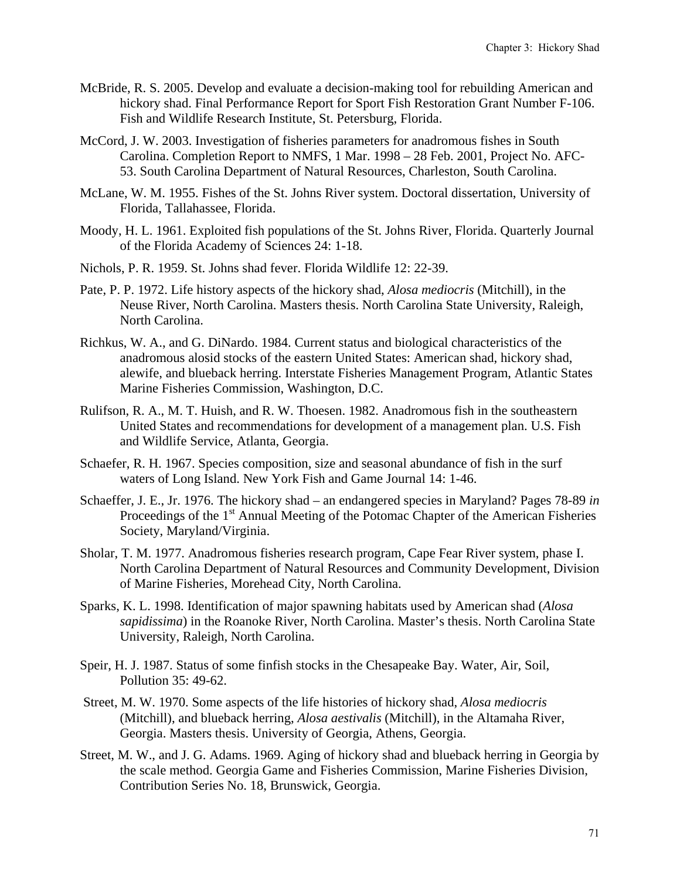McBride, R. S. 2005. Develop and evaluate a decision-making tool for rebuilding American and hickory shad. Final Performance Report for Sport Fish Restoration Grant Number F-106. Fish and Wildlife Research Institute, St. Petersburg, Florida.

McCord, J. W. 2003. Investigation of fisheries parameters for anadromous fishes in South Carolina. Completion Report to NMFS, 1 Mar. 1998 – 28 Feb. 2001, Project No. AFC-53. South Carolina Department of Natural Resources, Charleston, South Carolina.

McLane, W. M. 1955. Fishes of the St. Johns River system. Doctoral dissertation, University of Florida, Tallahassee, Florida.

Moody, H. L. 1961. Exploited fish populations of the St. Johns River, Florida. Quarterly Journal of the Florida Academy of Sciences 24: 1-18.

Nichols, P. R. 1959. St. Johns shad fever. Florida Wildlife 12: 22-39.

Pate, P. P. 1972. Life history aspects of the hickory shad, *Alosa mediocris* (Mitchill), in the Neuse River, North Carolina. Masters thesis. North Carolina State University, Raleigh, North Carolina.

Richkus, W. A., and G. DiNardo. 1984. Current status and biological characteristics of the anadromous alosid stocks of the eastern United States: American shad, hickory shad, alewife, and blueback herring. Interstate Fisheries Management Program, Atlantic States Marine Fisheries Commission, Washington, D.C.

Rulifson, R. A., M. T. Huish, and R. W. Thoesen. 1982. Anadromous fish in the southeastern United States and recommendations for development of a management plan. U.S. Fish and Wildlife Service, Atlanta, Georgia.

Schaefer, R. H. 1967. Species composition, size and seasonal abundance of fish in the surf waters of Long Island. New York Fish and Game Journal 14: 1-46.

Schaeffer, J. E., Jr. 1976. The hickory shad – an endangered species in Maryland? Pages 78-89 *in* Proceedings of the 1st Annual Meeting of the Potomac Chapter of the American Fisheries Society, Maryland/Virginia.

Sholar, T. M. 1977. Anadromous fisheries research program, Cape Fear River system, phase I. North Carolina Department of Natural Resources and Community Development, Division of Marine Fisheries, Morehead City, North Carolina.

Sparks, K. L. 1998. Identification of major spawning habitats used by American shad (*Alosa sapidissima*) in the Roanoke River, North Carolina. Master's thesis. North Carolina State University, Raleigh, North Carolina.

Speir, H. J. 1987. Status of some finfish stocks in the Chesapeake Bay. Water, Air, Soil, Pollution 35: 49-62.

Street, M. W. 1970. Some aspects of the life histories of hickory shad, *Alosa mediocris* (Mitchill), and blueback herring, *Alosa aestivalis* (Mitchill), in the Altamaha River, Georgia. Masters thesis. University of Georgia, Athens, Georgia.

Street, M. W., and J. G. Adams. 1969. Aging of hickory shad and blueback herring in Georgia by the scale method. Georgia Game and Fisheries Commission, Marine Fisheries Division, Contribution Series No. 18, Brunswick, Georgia.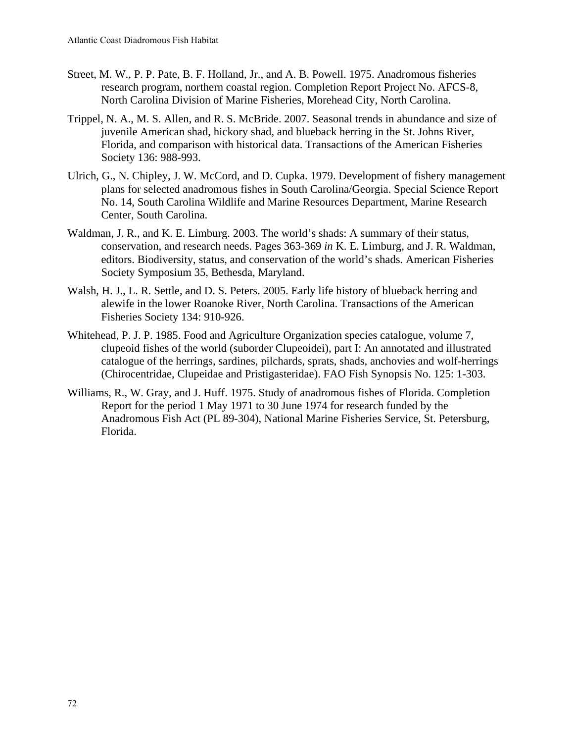Street, M. W., P. P. Pate, B. F. Holland, Jr., and A. B. Powell. 1975. Anadromous fisheries research program, northern coastal region. Completion Report Project No. AFCS-8, North Carolina Division of Marine Fisheries, Morehead City, North Carolina.

Trippel, N. A., M. S. Allen, and R. S. McBride. 2007. Seasonal trends in abundance and size of juvenile American shad, hickory shad, and blueback herring in the St. Johns River, Florida, and comparison with historical data. Transactions of the American Fisheries Society 136: 988-993.

Ulrich, G., N. Chipley, J. W. McCord, and D. Cupka. 1979. Development of fishery management plans for selected anadromous fishes in South Carolina/Georgia. Special Science Report No. 14, South Carolina Wildlife and Marine Resources Department, Marine Research Center, South Carolina.

Waldman, J. R., and K. E. Limburg. 2003. The world's shads: A summary of their status, conservation, and research needs. Pages 363-369 *in* K. E. Limburg, and J. R. Waldman, editors. Biodiversity, status, and conservation of the world's shads. American Fisheries Society Symposium 35, Bethesda, Maryland.

Walsh, H. J., L. R. Settle, and D. S. Peters. 2005. Early life history of blueback herring and alewife in the lower Roanoke River, North Carolina. Transactions of the American Fisheries Society 134: 910-926.

Whitehead, P. J. P. 1985. Food and Agriculture Organization species catalogue, volume 7, clupeoid fishes of the world (suborder Clupeoidei), part I: An annotated and illustrated catalogue of the herrings, sardines, pilchards, sprats, shads, anchovies and wolf-herrings (Chirocentridae, Clupeidae and Pristigasteridae). FAO Fish Synopsis No. 125: 1-303.

Williams, R., W. Gray, and J. Huff. 1975. Study of anadromous fishes of Florida. Completion Report for the period 1 May 1971 to 30 June 1974 for research funded by the Anadromous Fish Act (PL 89-304), National Marine Fisheries Service, St. Petersburg, Florida.